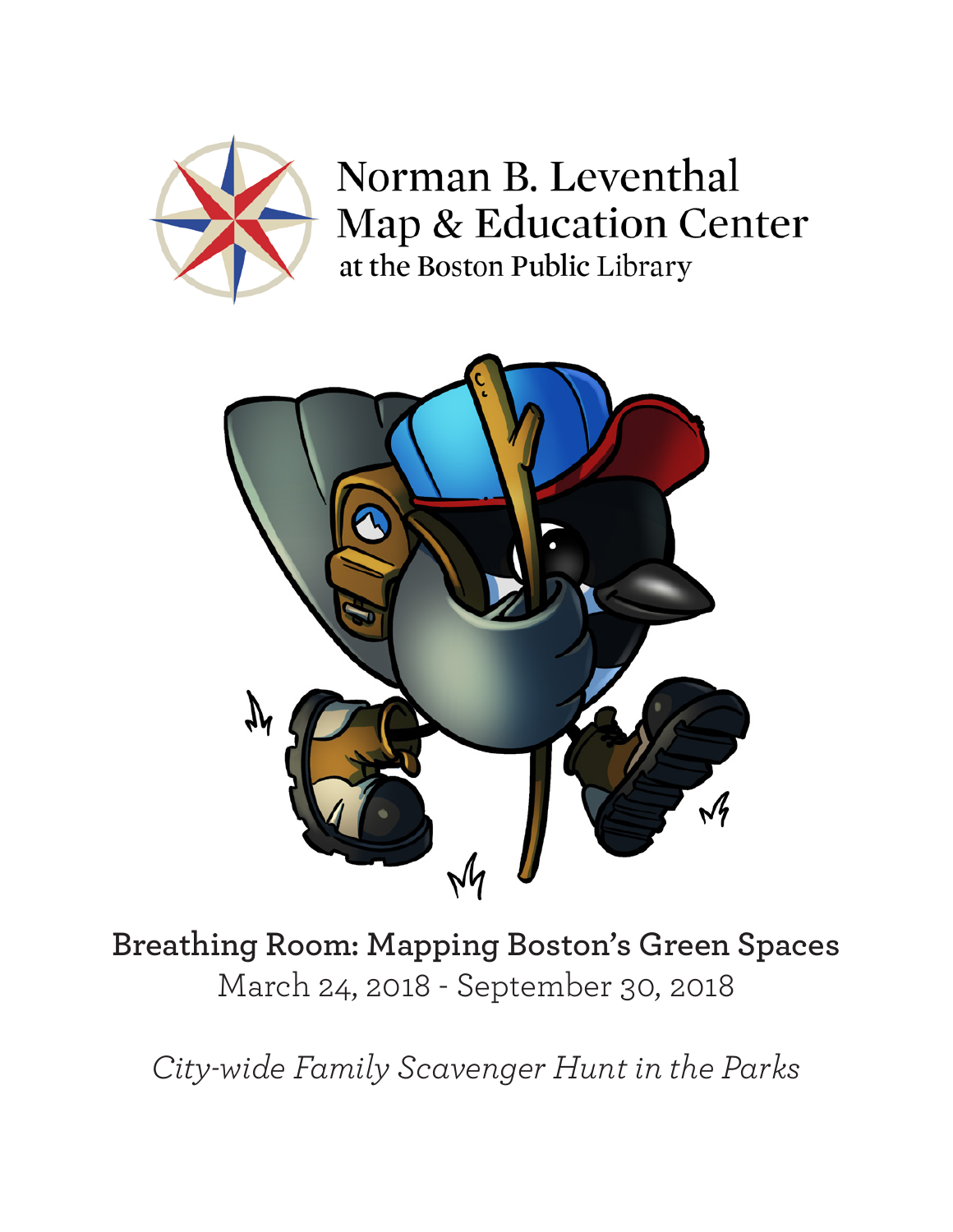# Norman B. Leventhal Map & Education Center

at the Boston Public Library

## Breathing Room: Mapping Boston's Green Spaces

March 24, 2018 - September 30, 2018

*City-wide Family Scavenger Hunt in the Parks*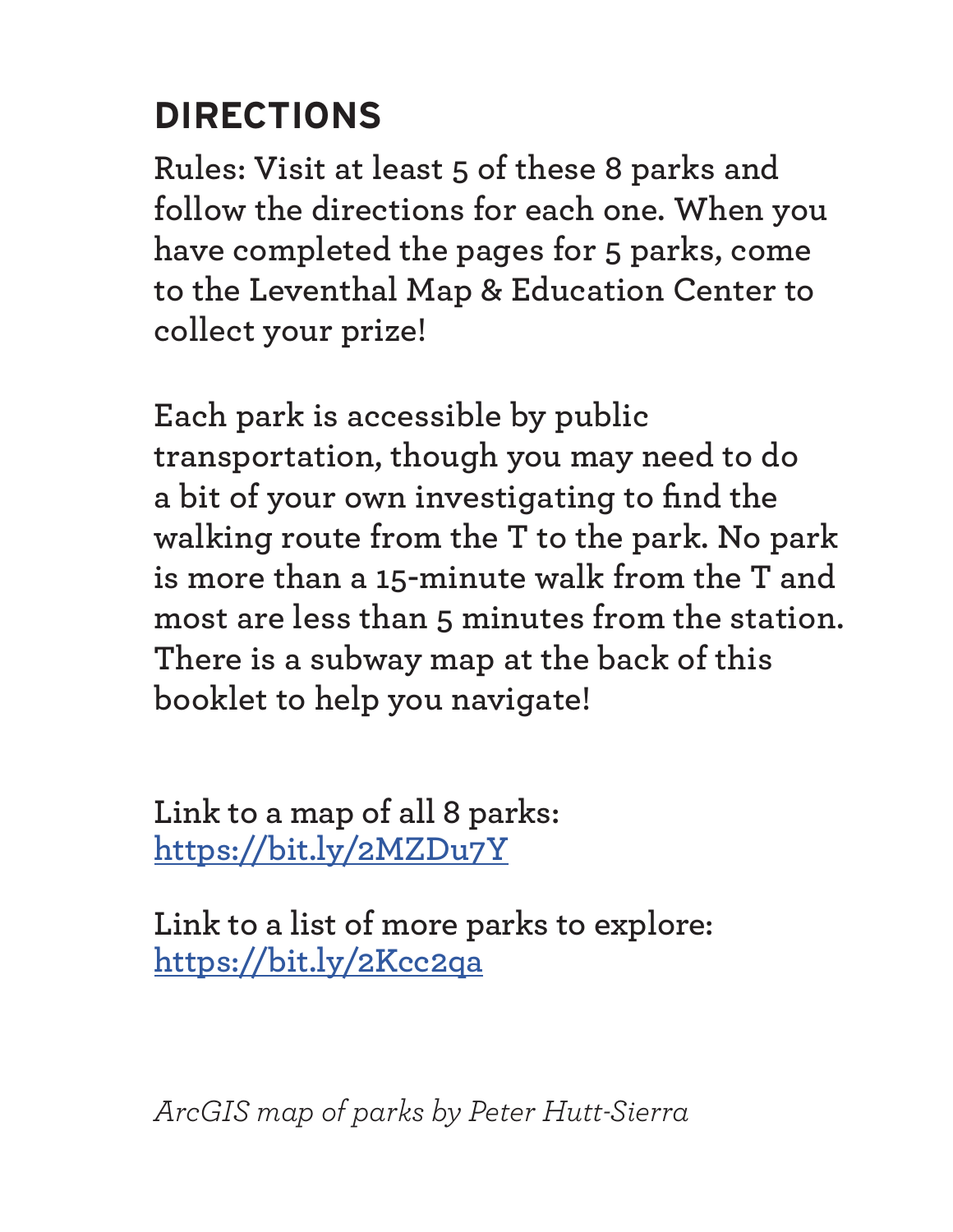# DIRECTIONS

**Rules: Visit at least 5 of these 8 parks and follow the directions for each one. When you have completed the pages for 5 parks, come to the Leventhal Map & Education Center to collect your prize!**

**Each park is accessible by public transportation, though you may need to do a bit of your own investigating to find the walking route from the T to the park. No park is more than a 15-minute walk from the T and most are less than 5 minutes from the station. There is a subway map at the back of this booklet to help you navigate!**

**Link to a map of all 8 parks:**
[https://bit.ly/2MZDu7Y](https://bit.ly/2MZDu7Y)

**Link to a list of more parks to explore:**
[https://bit.ly/2Kcc2qa](https://bit.ly/2Kcc2qa)

*ArcGIS map of parks by Peter Hutt-Sierra*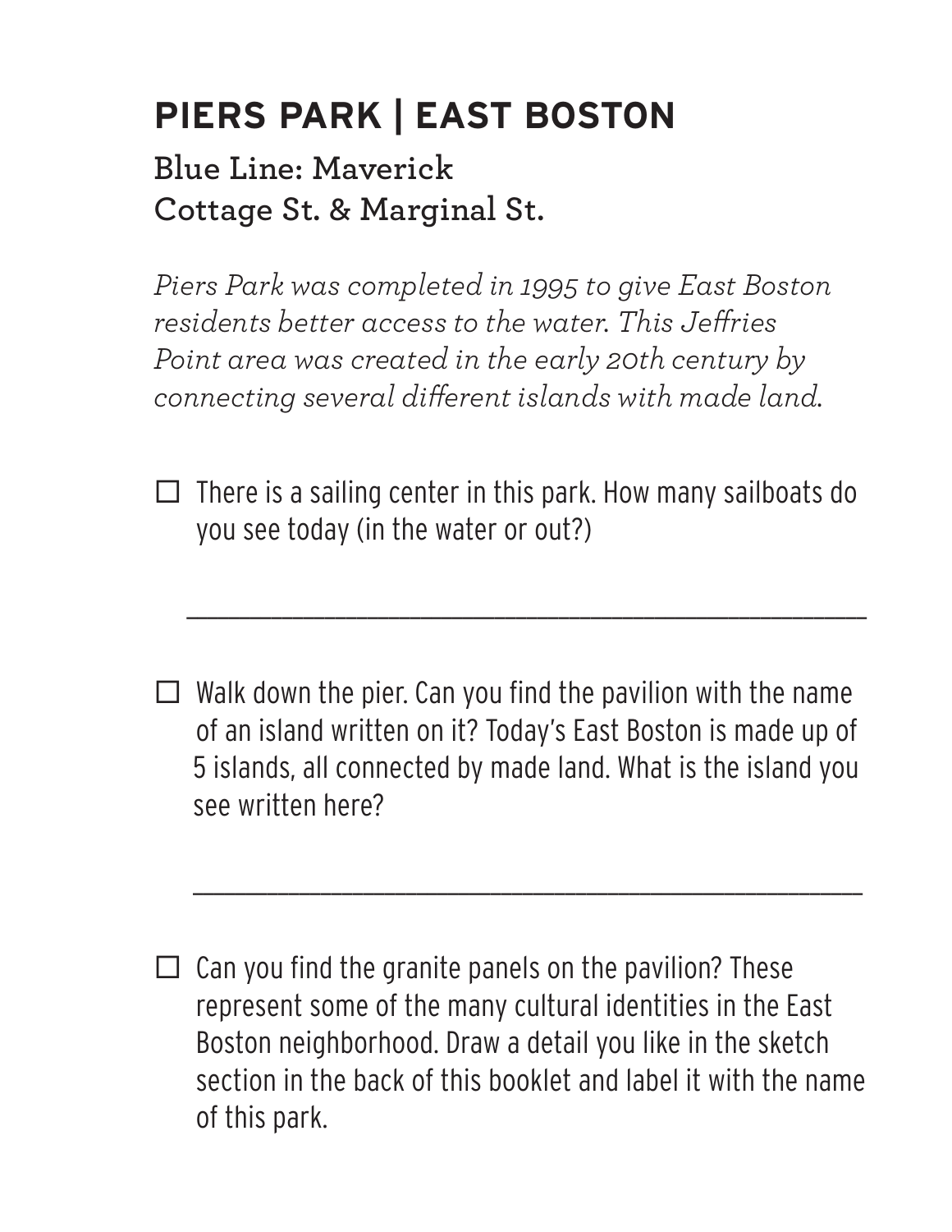## PIERS PARK | EAST BOSTON

**Blue Line: Maverick**
**Cottage St. & Marginal St.**

*Piers Park was completed in 1995 to give East Boston residents better access to the water. This Jeffries Point area was created in the early 20th century by connecting several different islands with made land.*

- ☐ There is a sailing center in this park. How many sailboats do you see today (in the water or out?)

  ______________________________________________

- ☐ Walk down the pier. Can you find the pavilion with the name of an island written on it? Today's East Boston is made up of 5 islands, all connected by made land. What is the island you see written here?

  ______________________________________________

- ☐ Can you find the granite panels on the pavilion? These represent some of the many cultural identities in the East Boston neighborhood. Draw a detail you like in the sketch section in the back of this booklet and label it with the name of this park.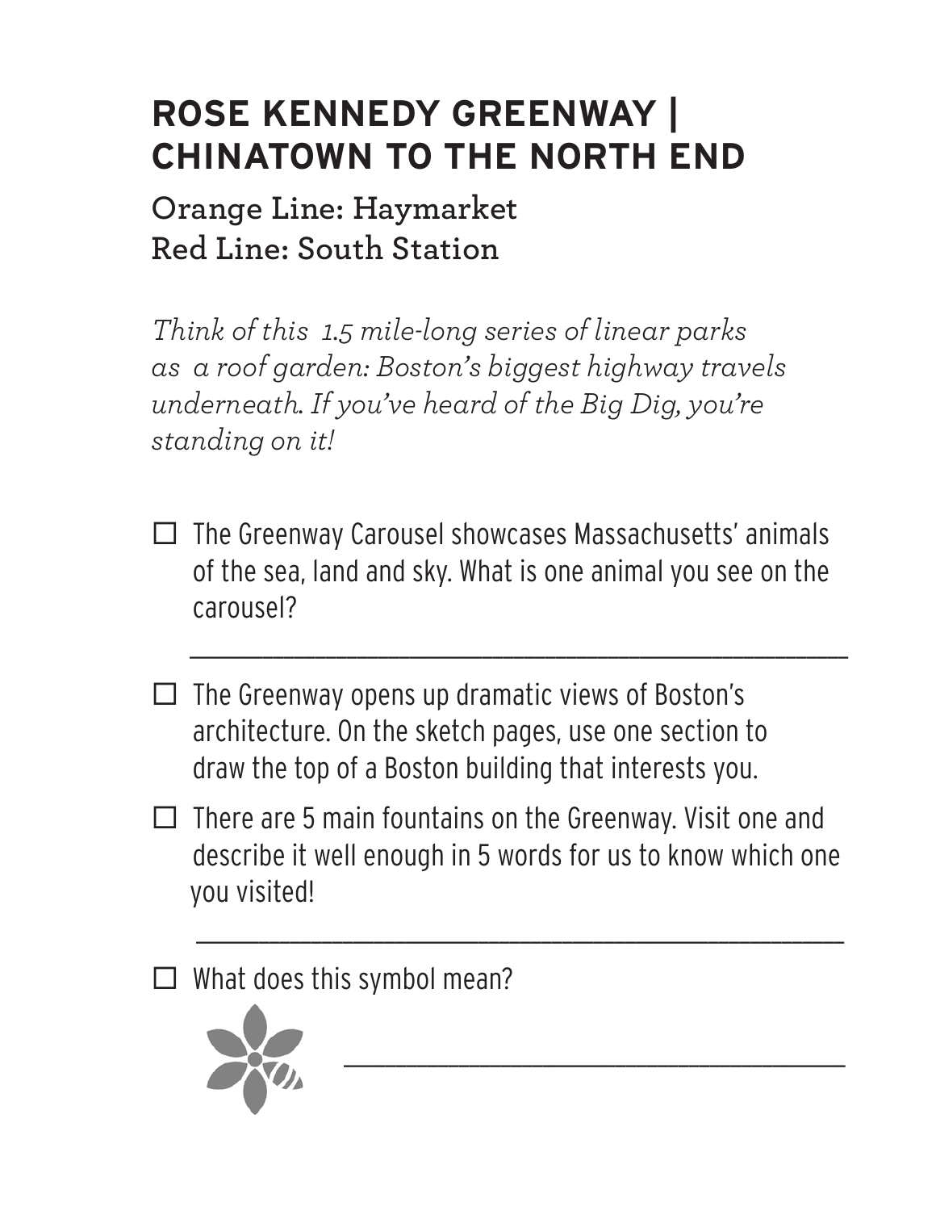# ROSE KENNEDY GREENWAY | CHINATOWN TO THE NORTH END

**Orange Line: Haymarket**
**Red Line: South Station**

*Think of this 1.5 mile-long series of linear parks as a roof garden: Boston's biggest highway travels underneath. If you've heard of the Big Dig, you're standing on it!*

- ☐ The Greenway Carousel showcases Massachusetts' animals of the sea, land and sky. What is one animal you see on the carousel?

  ______________________________________________

- ☐ The Greenway opens up dramatic views of Boston's architecture. On the sketch pages, use one section to draw the top of a Boston building that interests you.

- ☐ There are 5 main fountains on the Greenway. Visit one and describe it well enough in 5 words for us to know which one you visited!

  ______________________________________________

- ☐ What does this symbol mean?

  ______________________________________________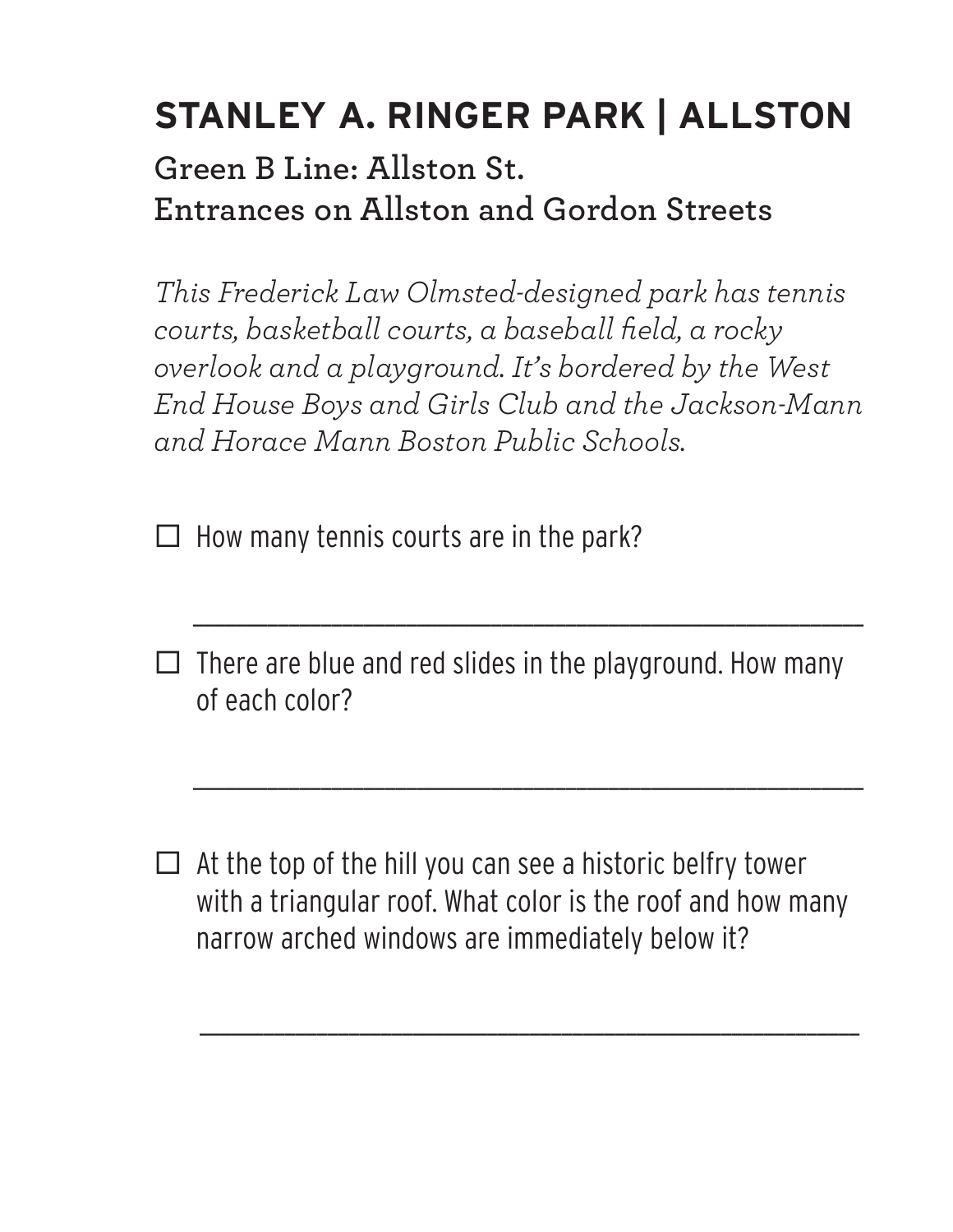# STANLEY A. RINGER PARK | ALLSTON

**Green B Line: Allston St.**
**Entrances on Allston and Gordon Streets**

*This Frederick Law Olmsted-designed park has tennis courts, basketball courts, a baseball field, a rocky overlook and a playground. It's bordered by the West End House Boys and Girls Club and the Jackson-Mann and Horace Mann Boston Public Schools.*

- ☐ How many tennis courts are in the park?

  ______________________________________________

- ☐ There are blue and red slides in the playground. How many of each color?

  ______________________________________________

- ☐ At the top of the hill you can see a historic belfry tower with a triangular roof. What color is the roof and how many narrow arched windows are immediately below it?

  ______________________________________________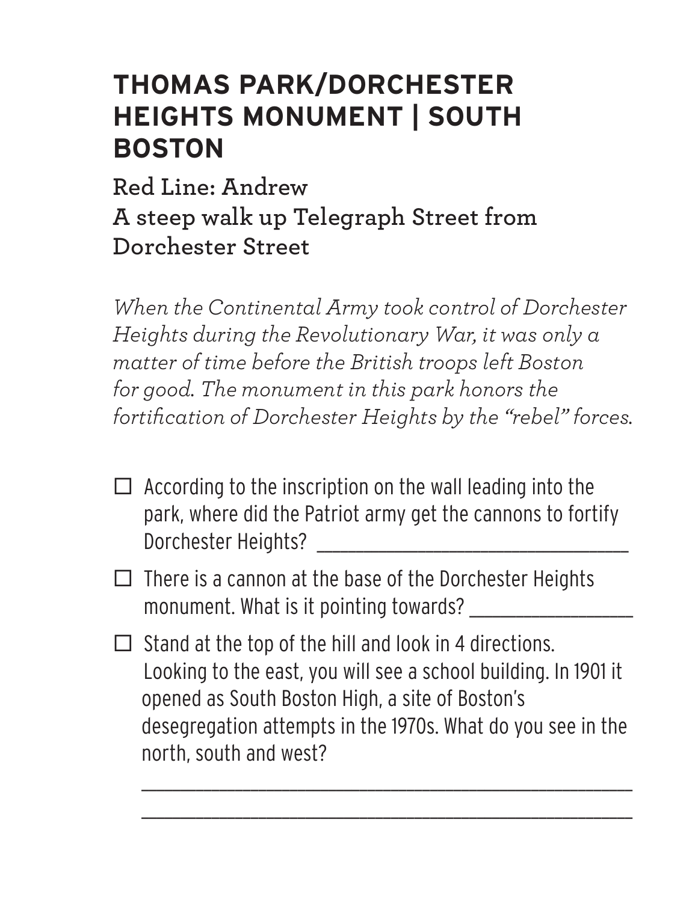# THOMAS PARK/DORCHESTER HEIGHTS MONUMENT | SOUTH BOSTON

**Red Line: Andrew**
**A steep walk up Telegraph Street from Dorchester Street**

*When the Continental Army took control of Dorchester Heights during the Revolutionary War, it was only a matter of time before the British troops left Boston for good. The monument in this park honors the fortification of Dorchester Heights by the "rebel" forces.*

- ☐ According to the inscription on the wall leading into the park, where did the Patriot army get the cannons to fortify Dorchester Heights? ______________________________
- ☐ There is a cannon at the base of the Dorchester Heights monument. What is it pointing towards? _______________
- ☐ Stand at the top of the hill and look in 4 directions. Looking to the east, you will see a school building. In 1901 it opened as South Boston High, a site of Boston's desegregation attempts in the 1970s. What do you see in the north, south and west?

  ______________________________________________

  ______________________________________________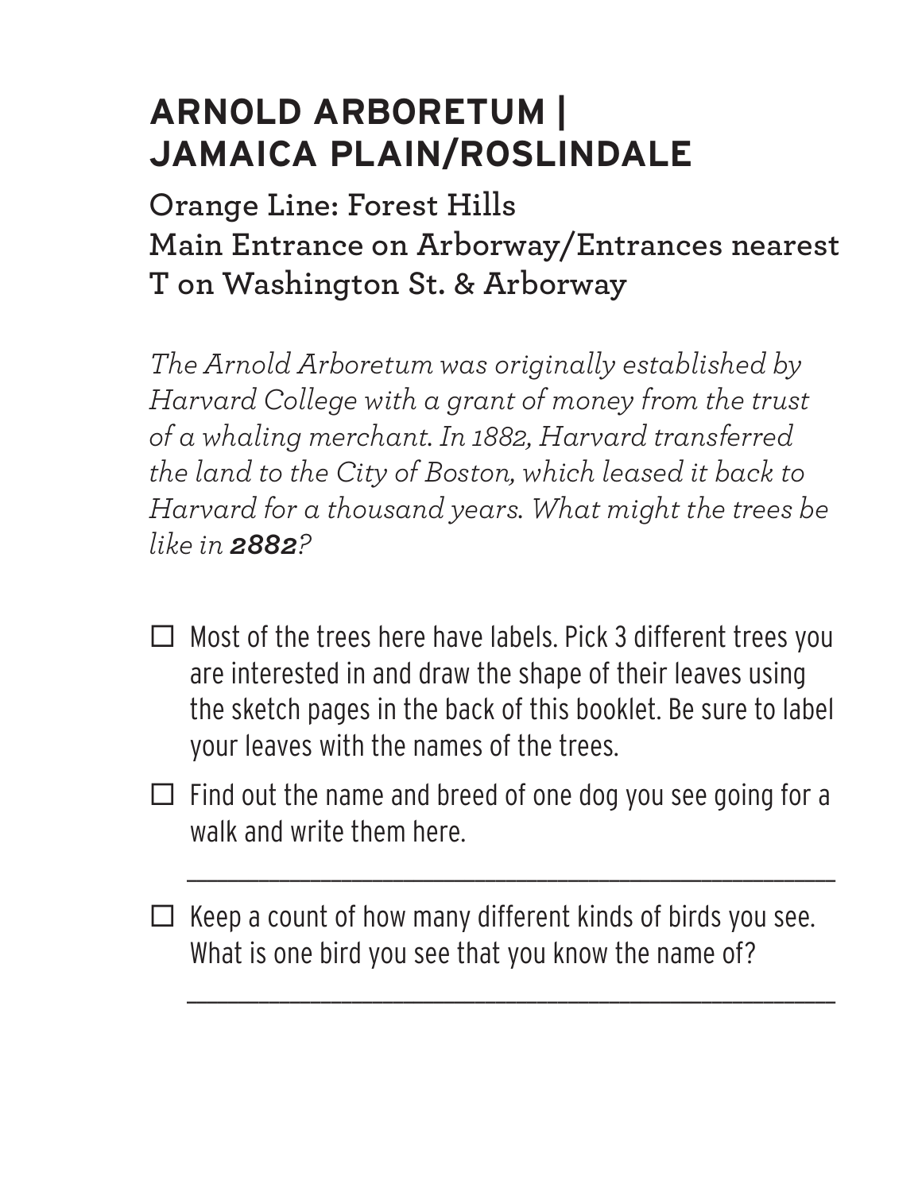# ARNOLD ARBORETUM | JAMAICA PLAIN/ROSLINDALE

**Orange Line: Forest Hills**
**Main Entrance on Arborway/Entrances nearest T on Washington St. & Arborway**

*The Arnold Arboretum was originally established by Harvard College with a grant of money from the trust of a whaling merchant. In 1882, Harvard transferred the land to the City of Boston, which leased it back to Harvard for a thousand years. What might the trees be like in* ***2882****?*

- ☐ Most of the trees here have labels. Pick 3 different trees you are interested in and draw the shape of their leaves using the sketch pages in the back of this booklet. Be sure to label your leaves with the names of the trees.
- ☐ Find out the name and breed of one dog you see going for a walk and write them here.

  ______________________________________________

- ☐ Keep a count of how many different kinds of birds you see. What is one bird you see that you know the name of?

  ______________________________________________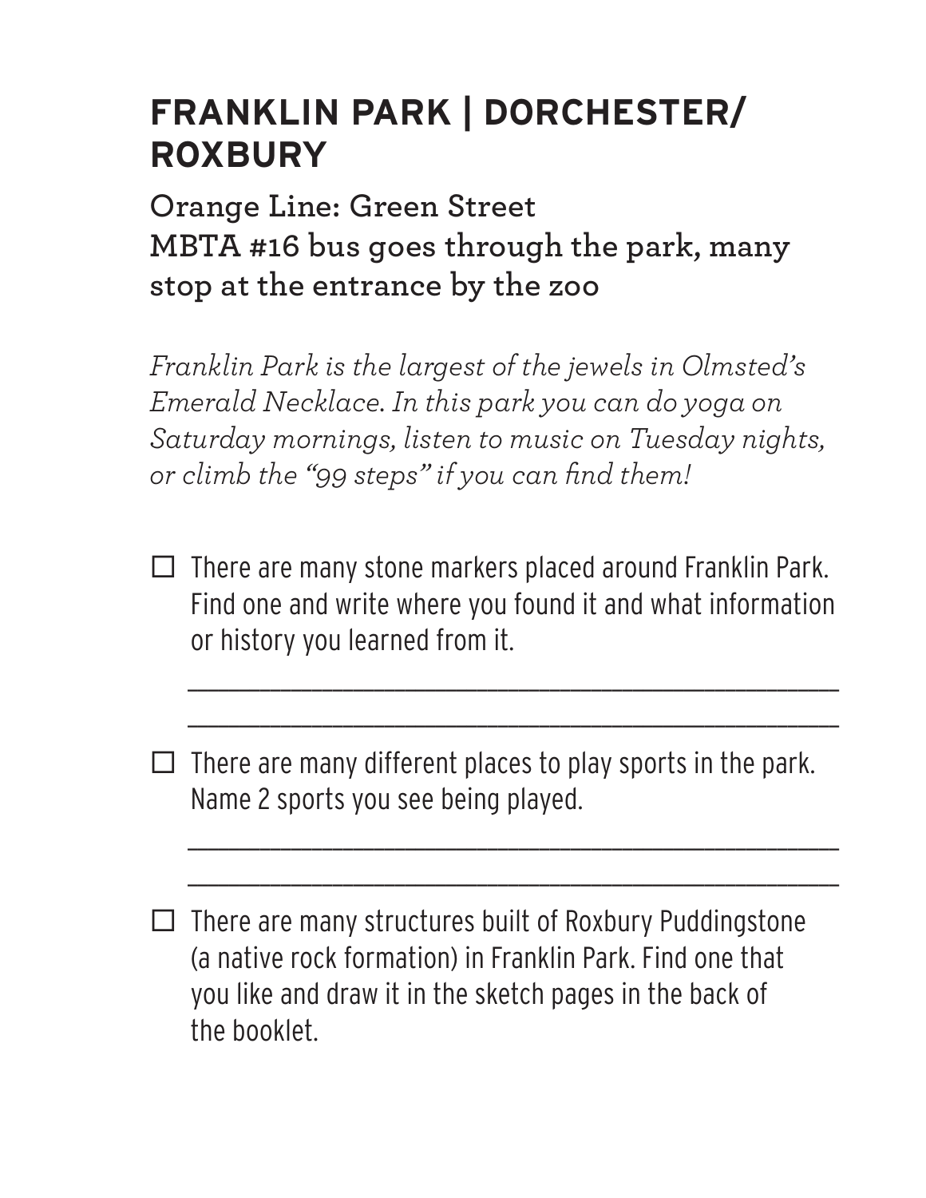# FRANKLIN PARK | DORCHESTER/ ROXBURY

**Orange Line: Green Street**
**MBTA #16 bus goes through the park, many stop at the entrance by the zoo**

*Franklin Park is the largest of the jewels in Olmsted's Emerald Necklace. In this park you can do yoga on Saturday mornings, listen to music on Tuesday nights, or climb the "99 steps" if you can find them!*

- ☐ There are many stone markers placed around Franklin Park. Find one and write where you found it and what information or history you learned from it.

  \_\_\_\_\_\_\_\_\_\_\_\_\_\_\_\_\_\_\_\_\_\_\_\_\_\_\_\_\_\_\_\_\_\_\_\_\_\_\_\_\_\_\_\_\_\_\_\_

  \_\_\_\_\_\_\_\_\_\_\_\_\_\_\_\_\_\_\_\_\_\_\_\_\_\_\_\_\_\_\_\_\_\_\_\_\_\_\_\_\_\_\_\_\_\_\_\_

- ☐ There are many different places to play sports in the park. Name 2 sports you see being played.

  \_\_\_\_\_\_\_\_\_\_\_\_\_\_\_\_\_\_\_\_\_\_\_\_\_\_\_\_\_\_\_\_\_\_\_\_\_\_\_\_\_\_\_\_\_\_\_\_

  \_\_\_\_\_\_\_\_\_\_\_\_\_\_\_\_\_\_\_\_\_\_\_\_\_\_\_\_\_\_\_\_\_\_\_\_\_\_\_\_\_\_\_\_\_\_\_\_

- ☐ There are many structures built of Roxbury Puddingstone (a native rock formation) in Franklin Park. Find one that you like and draw it in the sketch pages in the back of the booklet.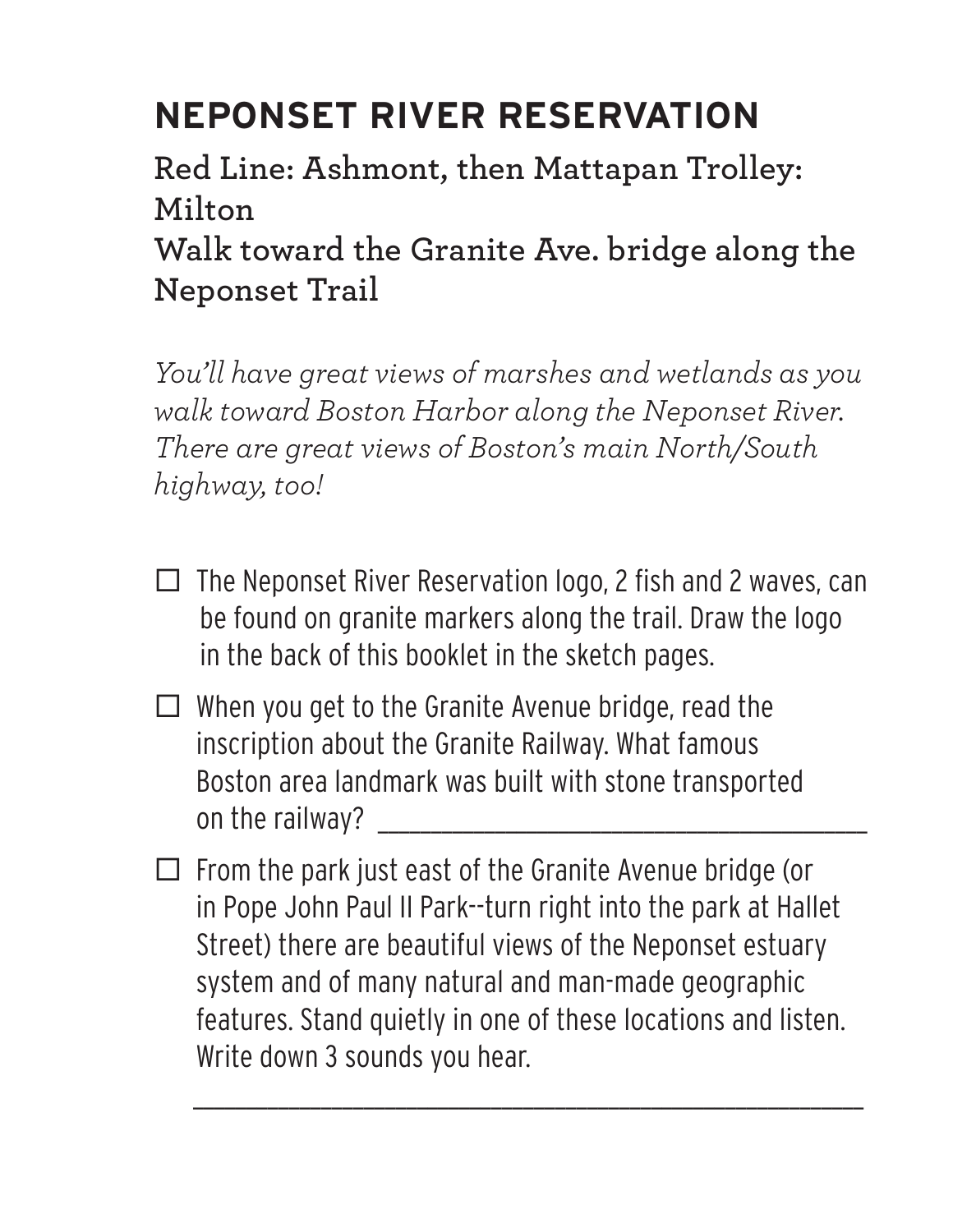# NEPONSET RIVER RESERVATION

**Red Line: Ashmont, then Mattapan Trolley: Milton**
**Walk toward the Granite Ave. bridge along the Neponset Trail**

*You'll have great views of marshes and wetlands as you walk toward Boston Harbor along the Neponset River. There are great views of Boston's main North/South highway, too!*

- ☐ The Neponset River Reservation logo, 2 fish and 2 waves, can be found on granite markers along the trail. Draw the logo in the back of this booklet in the sketch pages.
- ☐ When you get to the Granite Avenue bridge, read the inscription about the Granite Railway. What famous Boston area landmark was built with stone transported on the railway? ______________________________
- ☐ From the park just east of the Granite Avenue bridge (or in Pope John Paul II Park--turn right into the park at Hallet Street) there are beautiful views of the Neponset estuary system and of many natural and man-made geographic features. Stand quietly in one of these locations and listen. Write down 3 sounds you hear.

  ______________________________________________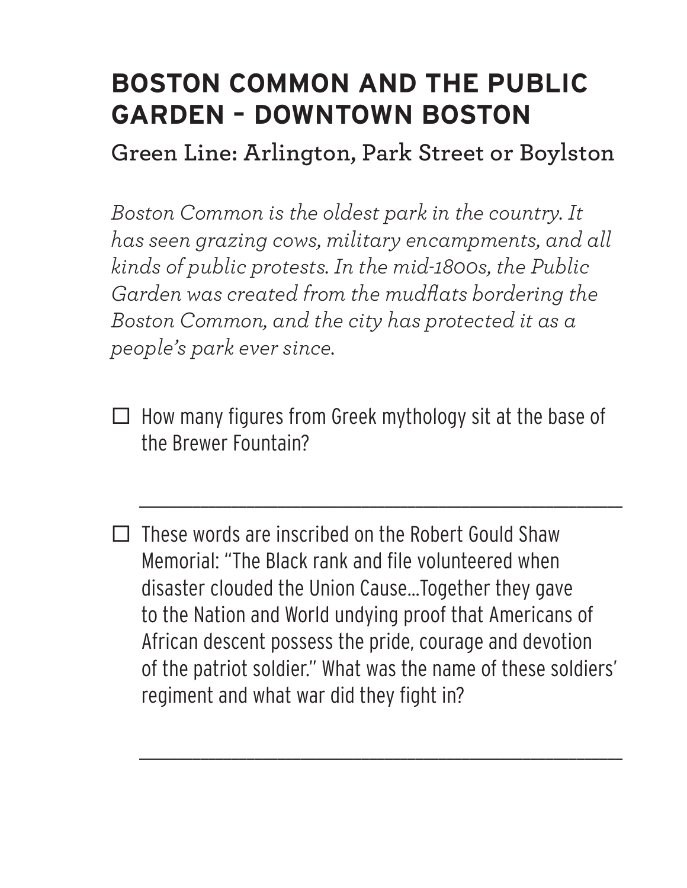## BOSTON COMMON AND THE PUBLIC GARDEN – DOWNTOWN BOSTON

### Green Line: Arlington, Park Street or Boylston

*Boston Common is the oldest park in the country. It has seen grazing cows, military encampments, and all kinds of public protests. In the mid-1800s, the Public Garden was created from the mudflats bordering the Boston Common, and the city has protected it as a people's park ever since.*

- ☐ How many figures from Greek mythology sit at the base of the Brewer Fountain?

  ______________________________________________

- ☐ These words are inscribed on the Robert Gould Shaw Memorial: "The Black rank and file volunteered when disaster clouded the Union Cause…Together they gave to the Nation and World undying proof that Americans of African descent possess the pride, courage and devotion of the patriot soldier." What was the name of these soldiers' regiment and what war did they fight in?

  ______________________________________________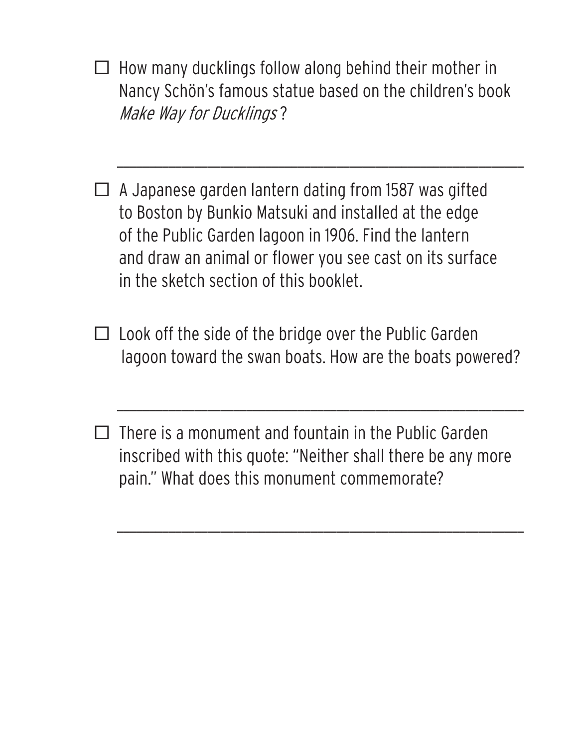- [ ] How many ducklings follow along behind their mother in Nancy Schön's famous statue based on the children's book *Make Way for Ducklings*?

  ______________________________________________

- [ ] A Japanese garden lantern dating from 1587 was gifted to Boston by Bunkio Matsuki and installed at the edge of the Public Garden lagoon in 1906. Find the lantern and draw an animal or flower you see cast on its surface in the sketch section of this booklet.

- [ ] Look off the side of the bridge over the Public Garden lagoon toward the swan boats. How are the boats powered?

  ______________________________________________

- [ ] There is a monument and fountain in the Public Garden inscribed with this quote: "Neither shall there be any more pain." What does this monument commemorate?

  ______________________________________________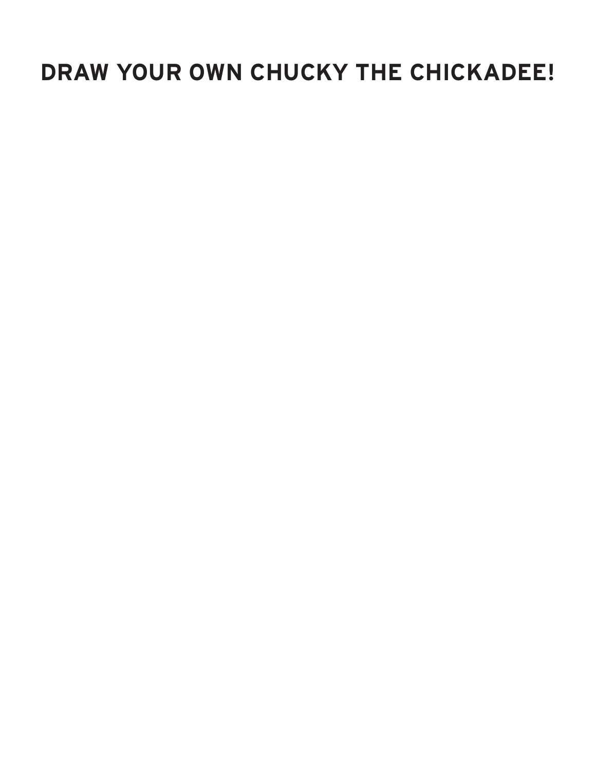# DRAW YOUR OWN CHUCKY THE CHICKADEE!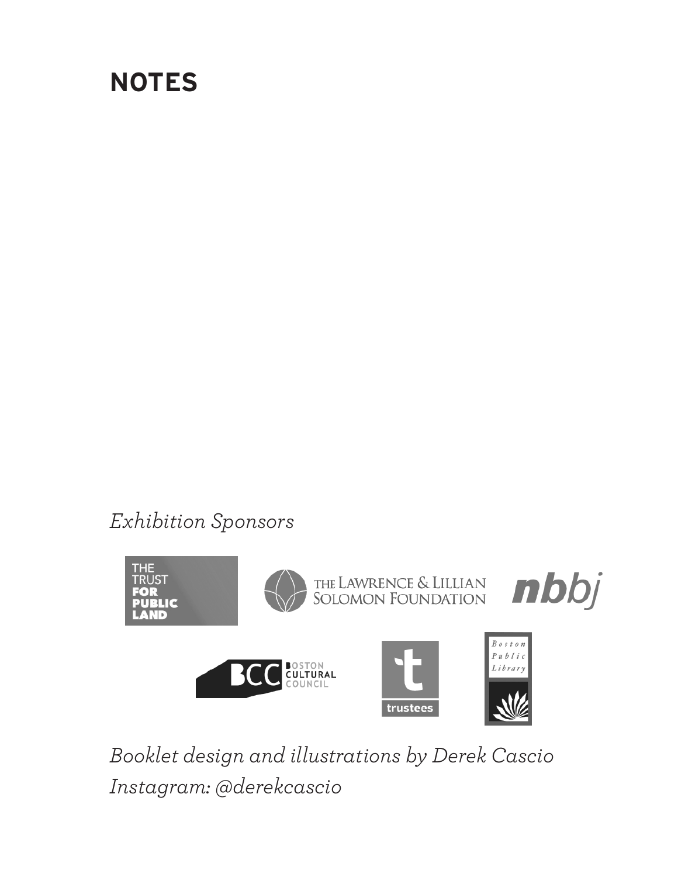# NOTES

*Exhibition Sponsors*

THE TRUST FOR PUBLIC LAND

THE LAWRENCE & LILLIAN SOLOMON FOUNDATION

nbbj

BCC BOSTON CULTURAL COUNCIL

trustees

Boston Public Library

*Booklet design and illustrations by Derek Cascio*

*Instagram: @derekcascio*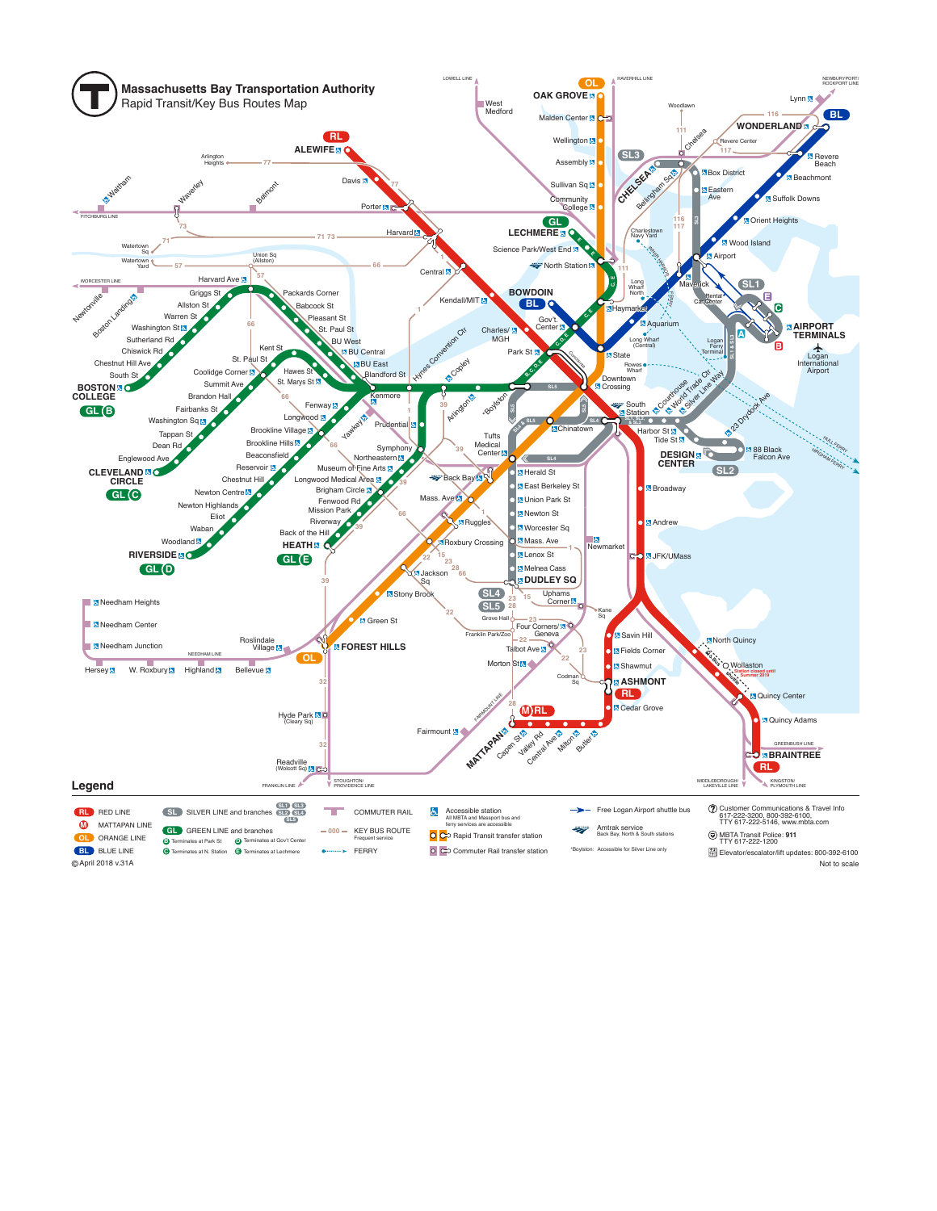# Massachusetts Bay Transportation Authority

Rapid Transit/Key Bus Routes Map

RL
ALEWIFE
Davis
Porter
Harvard
Central
Kendall/MIT
Charles/MGH
Park St
Downtown Crossing
South Station
Broadway
Andrew
JFK/UMass
Savin Hill
Fields Corner
Shawmut
ASHMONT
Cedar Grove
Butler
Milton
Central Ave
Valley Rd
Capen St
MATTAPAN
North Quincy
Wollaston
Station closed until Summer 2019
Quincy Center
Quincy Adams
BRAINTREE

OL
OAK GROVE
Malden Center
Wellington
Assembly
Sullivan Sq
Community College
North Station
Haymarket
State
Chinatown
Tufts Medical Center
Back Bay
Mass. Ave
Ruggles
Roxbury Crossing
Jackson Sq
Stony Brook
Green St
FOREST HILLS

BL
WONDERLAND
Revere Beach
Beachmont
Suffolk Downs
Orient Heights
Wood Island
Airport
Maverick
Aquarium
Gov't. Center
BOWDOIN

GL
LECHMERE
Science Park/West End
Kenmore
Hynes Convention Ctr
Copley
Arlington
Boylston
Prudential
Symphony
Northeastern
Museum of Fine Arts
Longwood Medical Area
Brigham Circle
Fenwood Rd
Mission Park
Riverway
Back of the Hill
HEATH
Blandford St
BU East
BU Central
BU West
St. Paul St
Pleasant St
Babcock St
Packards Corner
Harvard Ave
Griggs St
Allston St
Warren St
Washington St
Sutherland Rd
Chiswick Rd
Chestnut Hill Ave
South St
BOSTON COLLEGE
Kent St
St. Paul St
Hawes St
St. Marys St
Coolidge Corner
Summit Ave
Brandon Hall
Fairbanks St
Washington Sq
Tappan St
Dean Rd
Englewood Ave
CLEVELAND CIRCLE
Fenway
Longwood
Brookline Village
Brookline Hills
Beaconsfield
Reservoir
Chestnut Hill
Newton Centre
Newton Highlands
Eliot
Waban
Woodland
RIVERSIDE

SL1 SL2 SL3 SL4 SL5
CHELSEA
Bellingham Sq
Box District
Eastern Ave
Courthouse
World Trade Ctr
Silver Line Way
Harbor St
Tide St
DESIGN CENTER
23 Drydock Ave
88 Black Falcon Ave
AIRPORT TERMINALS
Logan International Airport
Rental Car Center
Logan Ferry Terminal
Herald St
East Berkeley St
Union Park St
Newton St
Worcester Sq
Mass. Ave
Lenox St
Melnea Cass
DUDLEY SQ

Commuter Rail / Bus
Lowell Line, Haverhill Line, Newburyport/Rockport Line, Fitchburg Line, Worcester Line, Needham Line, Franklin Line, Stoughton/Providence Line, Fairmount Line, Middleborough/Lakeville Line, Kingston/Plymouth Line, Greenbush Line
West Medford, Woodlawn, Lynn, Revere Center, Chelsea, Waltham, Waverley, Belmont, Arlington Heights, Waterown Sq, Watertown Yard, Union Sq (Allston), Newtonville, Boston Landing, Charlestown Navy Yard, Long Wharf North, Long Wharf (Central), Rowes Wharf, Newmarket, Uphams Corner, Kane Sq, Four Corners/Geneva, Grove Hall, Franklin Park/Zoo, Talbot Ave, Morton St, Codman Sq, Fairmount, Hyde Park (Cleary Sq), Readville (Wolcott Sq), Roslindale Village, Bellevue, Highland, W. Roxbury, Hersey, Needham Junction, Needham Center, Needham Heights
Hull Ferry, Hingham Ferry
Key bus routes: 1, 15, 22, 23, 28, 32, 39, 57, 66, 71, 73, 77, 111, 116, 117

## Legend

RL RED LINE
M MATTAPAN LINE
OL ORANGE LINE
BL BLUE LINE
SL SILVER LINE and branches SL1 SL2 SL3 SL4 SL5
GL GREEN LINE and branches
B Terminates at Park St
C Terminates at N. Station
D Terminates at Gov't Center
E Terminates at Lechmere
COMMUTER RAIL
000 KEY BUS ROUTE Frequent service
FERRY
Accessible station — All MBTA and Massport bus and ferry services are accessible
Rapid Transit transfer station
Commuter Rail transfer station
Free Logan Airport shuttle bus
Amtrak service — Back Bay, North & South stations
*Boylston: Accessible for Silver Line only
Customer Communications & Travel Info 617-222-3200, 800-392-6100, TTY 617-222-5146, www.mbta.com
MBTA Transit Police: 911 TTY 617-222-1200
Elevator/escalator/lift updates: 800-392-6100

© April 2018 v.31A

Not to scale